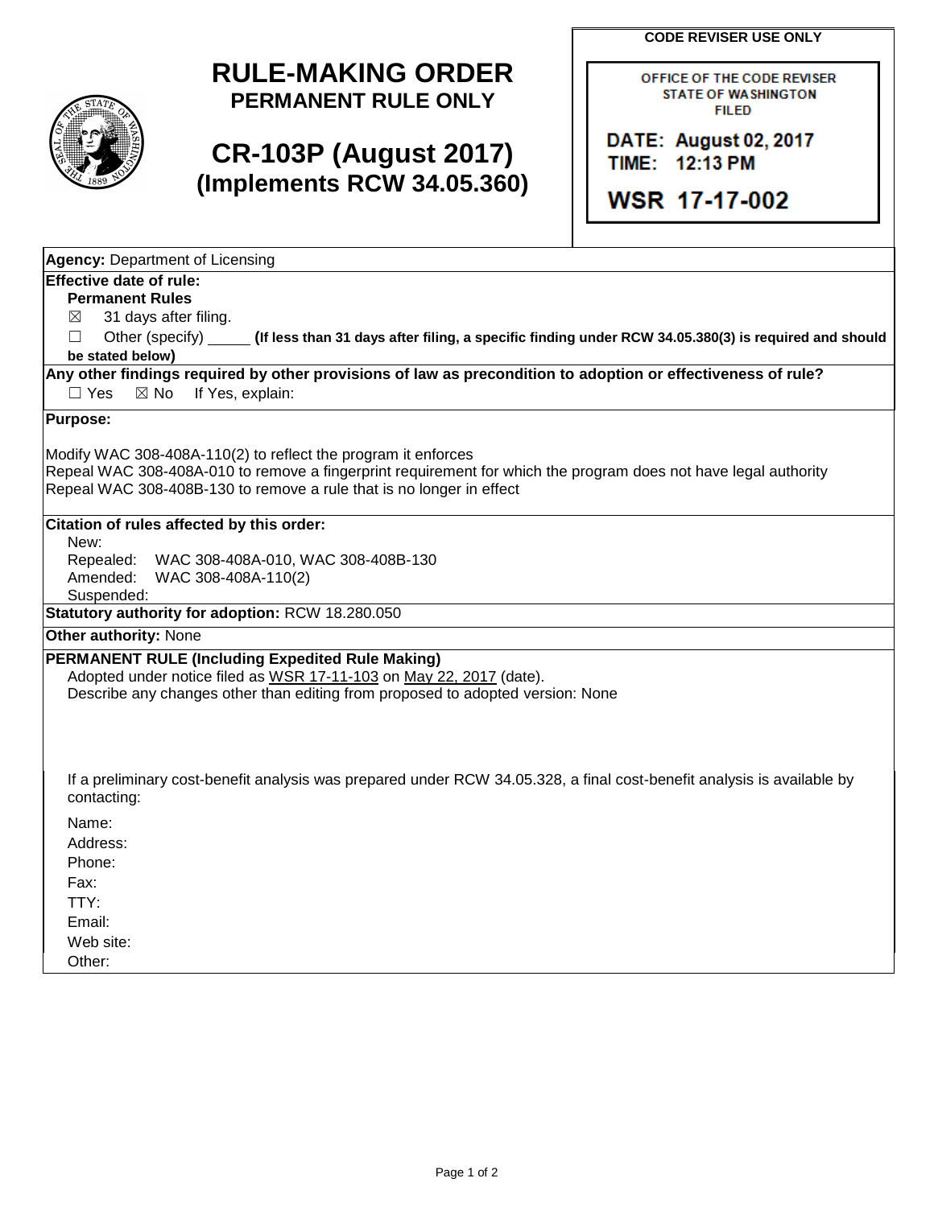# RULE-MAKING ORDER
## PERMANENT RULE ONLY

# CR-103P (August 2017)
## (Implements RCW 34.05.360)

**CODE REVISER USE ONLY**

OFFICE OF THE CODE REVISER
STATE OF WASHINGTON
FILED

DATE: August 02, 2017
TIME: 12:13 PM

WSR 17-17-002

**Agency:** Department of Licensing

**Effective date of rule:**

**Permanent Rules**

☒ 31 days after filing.

☐ Other (specify) _____ **(If less than 31 days after filing, a specific finding under RCW 34.05.380(3) is required and should be stated below)**

**Any other findings required by other provisions of law as precondition to adoption or effectiveness of rule?**

☐ Yes ☒ No If Yes, explain:

**Purpose:**

Modify WAC 308-408A-110(2) to reflect the program it enforces
Repeal WAC 308-408A-010 to remove a fingerprint requirement for which the program does not have legal authority
Repeal WAC 308-408B-130 to remove a rule that is no longer in effect

**Citation of rules affected by this order:**

New:
Repealed: WAC 308-408A-010, WAC 308-408B-130
Amended: WAC 308-408A-110(2)
Suspended:

**Statutory authority for adoption:** RCW 18.280.050

**Other authority:** None

**PERMANENT RULE (Including Expedited Rule Making)**

Adopted under notice filed as WSR 17-11-103 on May 22, 2017 (date).
Describe any changes other than editing from proposed to adopted version: None

If a preliminary cost-benefit analysis was prepared under RCW 34.05.328, a final cost-benefit analysis is available by contacting:

Name:
Address:
Phone:
Fax:
TTY:
Email:
Web site:
Other: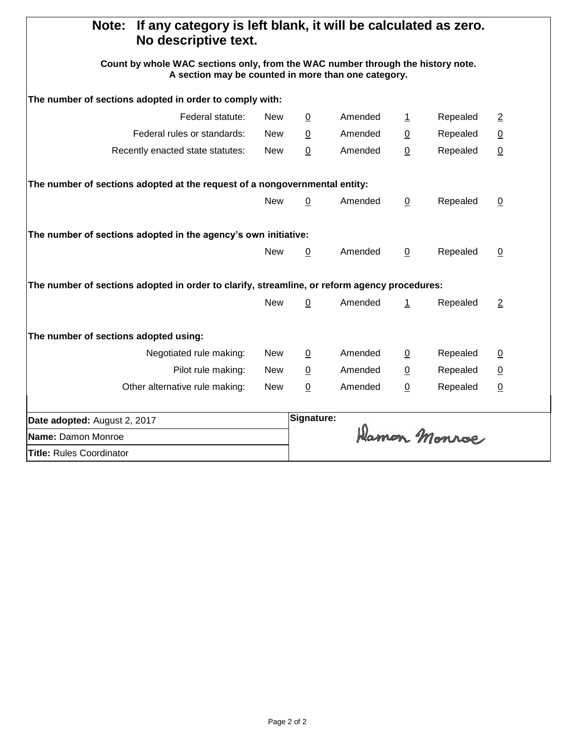**Note: If any category is left blank, it will be calculated as zero. No descriptive text.**

**Count by whole WAC sections only, from the WAC number through the history note. A section may be counted in more than one category.**

**The number of sections adopted in order to comply with:**

| | | | | | | |
|---|---|---|---|---|---|---|
| Federal statute: | New | 0 | Amended | 1 | Repealed | 2 |
| Federal rules or standards: | New | 0 | Amended | 0 | Repealed | 0 |
| Recently enacted state statutes: | New | 0 | Amended | 0 | Repealed | 0 |

**The number of sections adopted at the request of a nongovernmental entity:**

| | | | | | |
|---|---|---|---|---|---|
| New | 0 | Amended | 0 | Repealed | 0 |

**The number of sections adopted in the agency's own initiative:**

| | | | | | |
|---|---|---|---|---|---|
| New | 0 | Amended | 0 | Repealed | 0 |

**The number of sections adopted in order to clarify, streamline, or reform agency procedures:**

| | | | | | |
|---|---|---|---|---|---|
| New | 0 | Amended | 1 | Repealed | 2 |

**The number of sections adopted using:**

| | | | | | | |
|---|---|---|---|---|---|---|
| Negotiated rule making: | New | 0 | Amended | 0 | Repealed | 0 |
| Pilot rule making: | New | 0 | Amended | 0 | Repealed | 0 |
| Other alternative rule making: | New | 0 | Amended | 0 | Repealed | 0 |

| | |
|---|---|
| **Date adopted:** August 2, 2017 | **Signature:** Damon Monroe |
| **Name:** Damon Monroe | |
| **Title:** Rules Coordinator | |